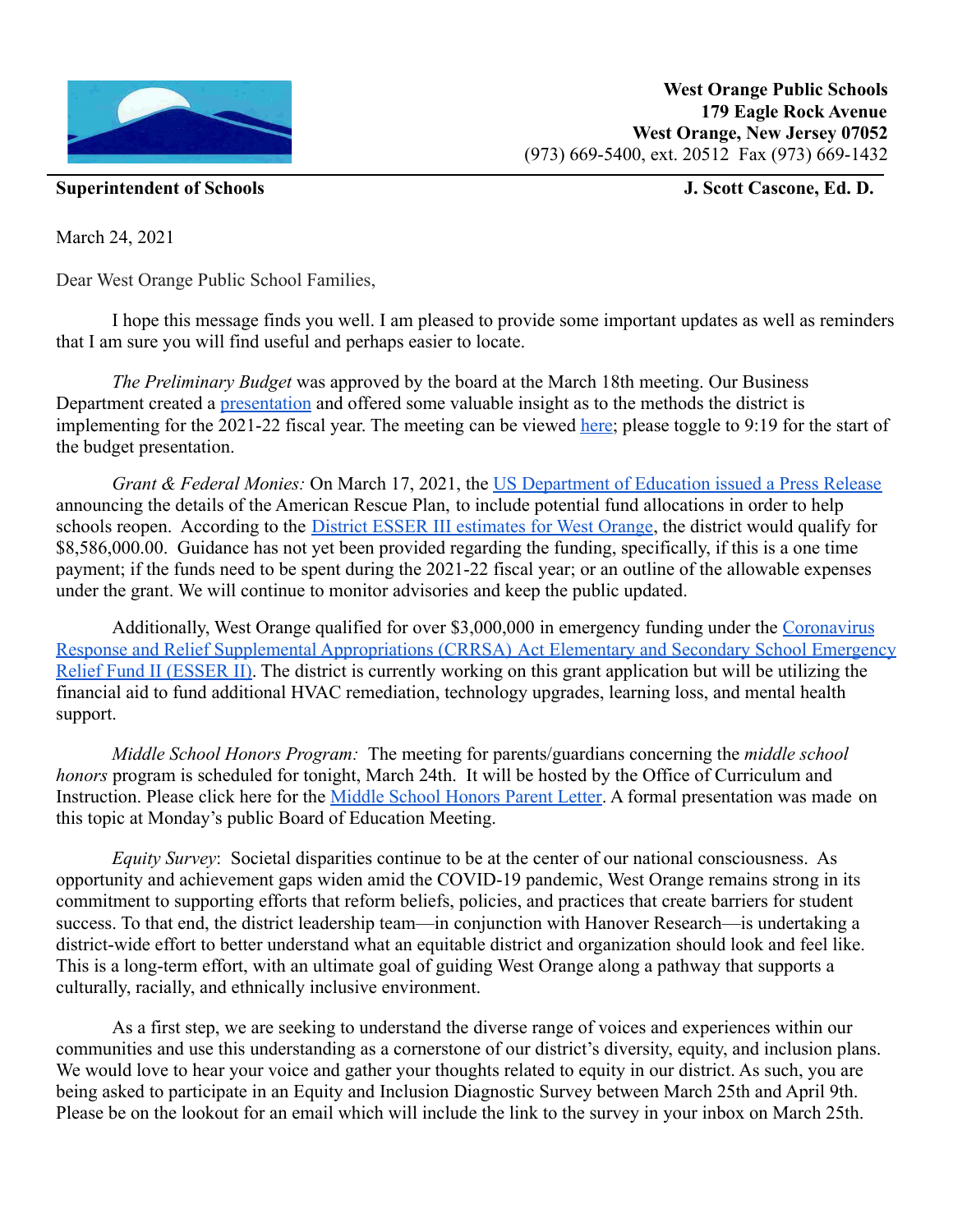**West Orange Public Schools**
**179 Eagle Rock Avenue**
**West Orange, New Jersey 07052**
(973) 669-5400, ext. 20512 Fax (973) 669-1432

**Superintendent of Schools** **J. Scott Cascone, Ed. D.**

March 24, 2021

Dear West Orange Public School Families,

I hope this message finds you well. I am pleased to provide some important updates as well as reminders that I am sure you will find useful and perhaps easier to locate.

*The Preliminary Budget* was approved by the board at the March 18th meeting. Our Business Department created a presentation and offered some valuable insight as to the methods the district is implementing for the 2021-22 fiscal year. The meeting can be viewed here; please toggle to 9:19 for the start of the budget presentation.

*Grant & Federal Monies:* On March 17, 2021, the US Department of Education issued a Press Release announcing the details of the American Rescue Plan, to include potential fund allocations in order to help schools reopen. According to the District ESSER III estimates for West Orange, the district would qualify for $8,586,000.00. Guidance has not yet been provided regarding the funding, specifically, if this is a one time payment; if the funds need to be spent during the 2021-22 fiscal year; or an outline of the allowable expenses under the grant. We will continue to monitor advisories and keep the public updated.

Additionally, West Orange qualified for over $3,000,000 in emergency funding under the Coronavirus Response and Relief Supplemental Appropriations (CRRSA) Act Elementary and Secondary School Emergency Relief Fund II (ESSER II). The district is currently working on this grant application but will be utilizing the financial aid to fund additional HVAC remediation, technology upgrades, learning loss, and mental health support.

*Middle School Honors Program:* The meeting for parents/guardians concerning the *middle school honors* program is scheduled for tonight, March 24th. It will be hosted by the Office of Curriculum and Instruction. Please click here for the Middle School Honors Parent Letter. A formal presentation was made on this topic at Monday's public Board of Education Meeting.

*Equity Survey*: Societal disparities continue to be at the center of our national consciousness. As opportunity and achievement gaps widen amid the COVID-19 pandemic, West Orange remains strong in its commitment to supporting efforts that reform beliefs, policies, and practices that create barriers for student success. To that end, the district leadership team—in conjunction with Hanover Research—is undertaking a district-wide effort to better understand what an equitable district and organization should look and feel like. This is a long-term effort, with an ultimate goal of guiding West Orange along a pathway that supports a culturally, racially, and ethnically inclusive environment.

As a first step, we are seeking to understand the diverse range of voices and experiences within our communities and use this understanding as a cornerstone of our district's diversity, equity, and inclusion plans. We would love to hear your voice and gather your thoughts related to equity in our district. As such, you are being asked to participate in an Equity and Inclusion Diagnostic Survey between March 25th and April 9th. Please be on the lookout for an email which will include the link to the survey in your inbox on March 25th.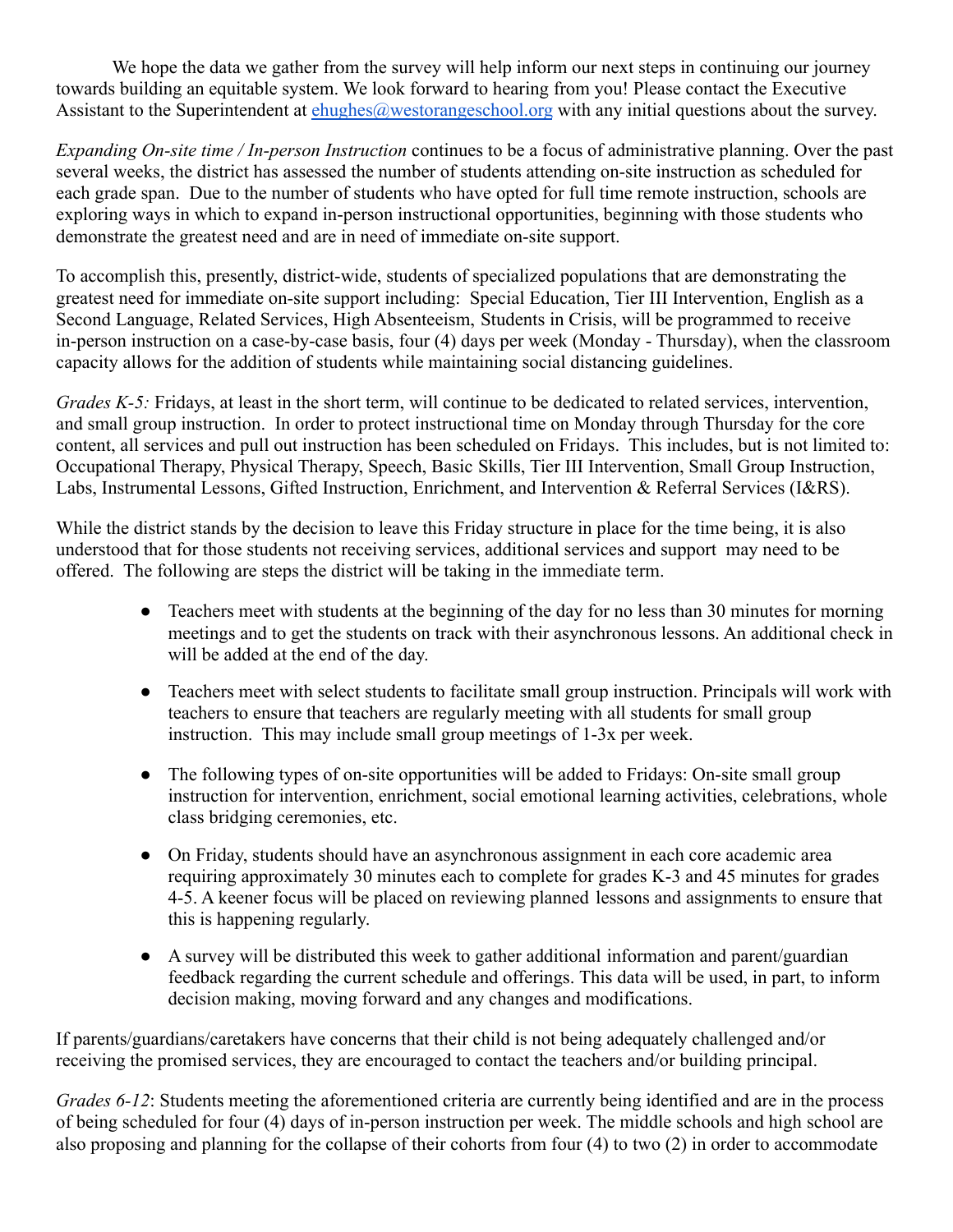We hope the data we gather from the survey will help inform our next steps in continuing our journey towards building an equitable system. We look forward to hearing from you! Please contact the Executive Assistant to the Superintendent at ehughes@westorangeschool.org with any initial questions about the survey.

*Expanding On-site time / In-person Instruction* continues to be a focus of administrative planning. Over the past several weeks, the district has assessed the number of students attending on-site instruction as scheduled for each grade span. Due to the number of students who have opted for full time remote instruction, schools are exploring ways in which to expand in-person instructional opportunities, beginning with those students who demonstrate the greatest need and are in need of immediate on-site support.

To accomplish this, presently, district-wide, students of specialized populations that are demonstrating the greatest need for immediate on-site support including: Special Education, Tier III Intervention, English as a Second Language, Related Services, High Absenteeism, Students in Crisis, will be programmed to receive in-person instruction on a case-by-case basis, four (4) days per week (Monday - Thursday), when the classroom capacity allows for the addition of students while maintaining social distancing guidelines.

*Grades K-5:* Fridays, at least in the short term, will continue to be dedicated to related services, intervention, and small group instruction. In order to protect instructional time on Monday through Thursday for the core content, all services and pull out instruction has been scheduled on Fridays. This includes, but is not limited to: Occupational Therapy, Physical Therapy, Speech, Basic Skills, Tier III Intervention, Small Group Instruction, Labs, Instrumental Lessons, Gifted Instruction, Enrichment, and Intervention & Referral Services (I&RS).

While the district stands by the decision to leave this Friday structure in place for the time being, it is also understood that for those students not receiving services, additional services and support may need to be offered. The following are steps the district will be taking in the immediate term.

- Teachers meet with students at the beginning of the day for no less than 30 minutes for morning meetings and to get the students on track with their asynchronous lessons. An additional check in will be added at the end of the day.
- Teachers meet with select students to facilitate small group instruction. Principals will work with teachers to ensure that teachers are regularly meeting with all students for small group instruction. This may include small group meetings of 1-3x per week.
- The following types of on-site opportunities will be added to Fridays: On-site small group instruction for intervention, enrichment, social emotional learning activities, celebrations, whole class bridging ceremonies, etc.
- On Friday, students should have an asynchronous assignment in each core academic area requiring approximately 30 minutes each to complete for grades K-3 and 45 minutes for grades 4-5. A keener focus will be placed on reviewing planned lessons and assignments to ensure that this is happening regularly.
- A survey will be distributed this week to gather additional information and parent/guardian feedback regarding the current schedule and offerings. This data will be used, in part, to inform decision making, moving forward and any changes and modifications.

If parents/guardians/caretakers have concerns that their child is not being adequately challenged and/or receiving the promised services, they are encouraged to contact the teachers and/or building principal.

*Grades 6-12*: Students meeting the aforementioned criteria are currently being identified and are in the process of being scheduled for four (4) days of in-person instruction per week. The middle schools and high school are also proposing and planning for the collapse of their cohorts from four (4) to two (2) in order to accommodate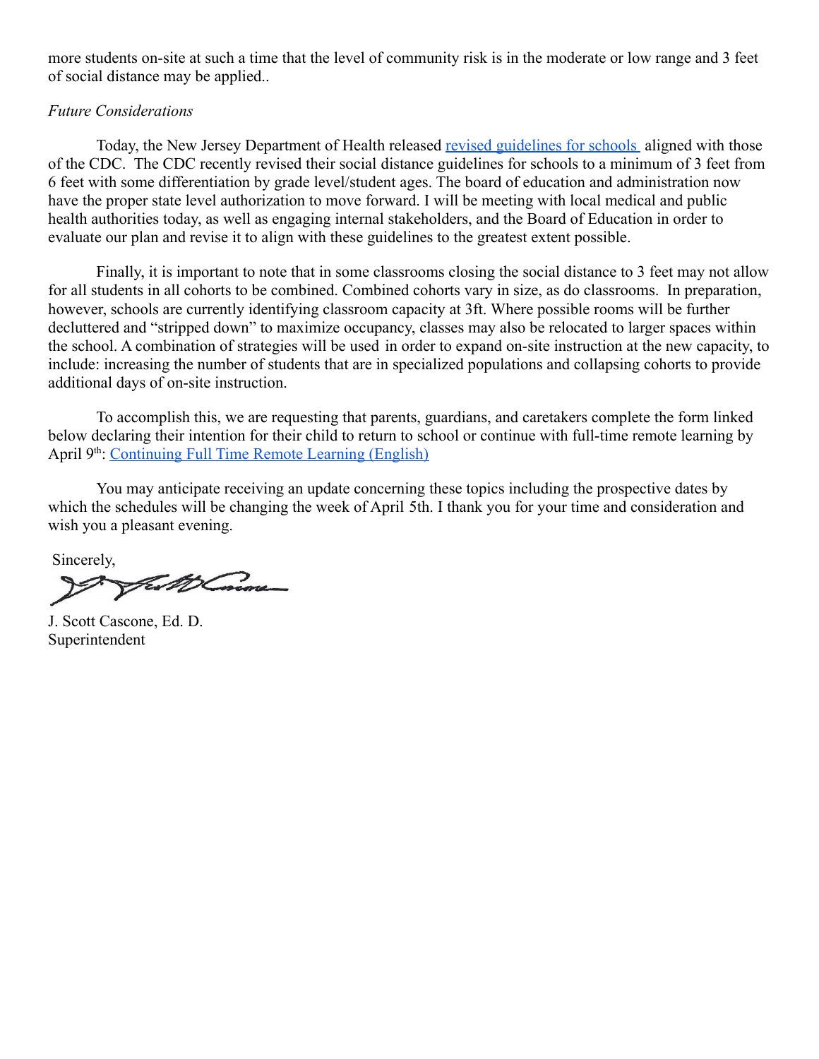more students on-site at such a time that the level of community risk is in the moderate or low range and 3 feet of social distance may be applied..

*Future Considerations*

Today, the New Jersey Department of Health released [revised guidelines for schools](#) aligned with those of the CDC. The CDC recently revised their social distance guidelines for schools to a minimum of 3 feet from 6 feet with some differentiation by grade level/student ages. The board of education and administration now have the proper state level authorization to move forward. I will be meeting with local medical and public health authorities today, as well as engaging internal stakeholders, and the Board of Education in order to evaluate our plan and revise it to align with these guidelines to the greatest extent possible.

Finally, it is important to note that in some classrooms closing the social distance to 3 feet may not allow for all students in all cohorts to be combined. Combined cohorts vary in size, as do classrooms. In preparation, however, schools are currently identifying classroom capacity at 3ft. Where possible rooms will be further decluttered and "stripped down" to maximize occupancy, classes may also be relocated to larger spaces within the school. A combination of strategies will be used in order to expand on-site instruction at the new capacity, to include: increasing the number of students that are in specialized populations and collapsing cohorts to provide additional days of on-site instruction.

To accomplish this, we are requesting that parents, guardians, and caretakers complete the form linked below declaring their intention for their child to return to school or continue with full-time remote learning by April 9th: [Continuing Full Time Remote Learning (English)](#)

You may anticipate receiving an update concerning these topics including the prospective dates by which the schedules will be changing the week of April 5th. I thank you for your time and consideration and wish you a pleasant evening.

Sincerely,

J. Scott Cascone, Ed. D.
Superintendent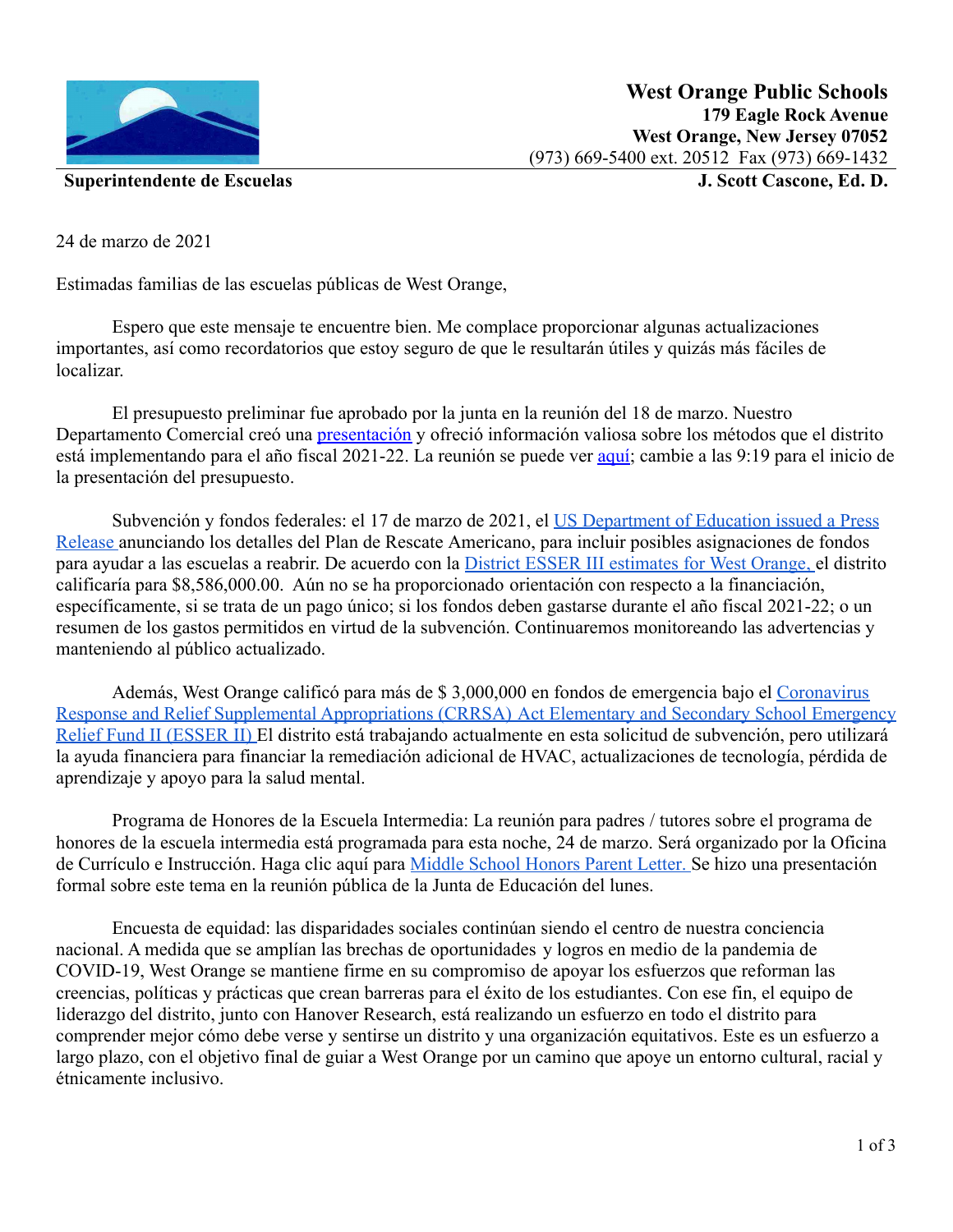**West Orange Public Schools**
**179 Eagle Rock Avenue**
**West Orange, New Jersey 07052**
(973) 669-5400 ext. 20512 Fax (973) 669-1432

**Superintendente de Escuelas** **J. Scott Cascone, Ed. D.**

24 de marzo de 2021

Estimadas familias de las escuelas públicas de West Orange,

Espero que este mensaje te encuentre bien. Me complace proporcionar algunas actualizaciones importantes, así como recordatorios que estoy seguro de que le resultarán útiles y quizás más fáciles de localizar.

El presupuesto preliminar fue aprobado por la junta en la reunión del 18 de marzo. Nuestro Departamento Comercial creó una presentación y ofreció información valiosa sobre los métodos que el distrito está implementando para el año fiscal 2021-22. La reunión se puede ver aquí; cambie a las 9:19 para el inicio de la presentación del presupuesto.

Subvención y fondos federales: el 17 de marzo de 2021, el US Department of Education issued a Press Release anunciando los detalles del Plan de Rescate Americano, para incluir posibles asignaciones de fondos para ayudar a las escuelas a reabrir. De acuerdo con la District ESSER III estimates for West Orange, el distrito calificaría para $8,586,000.00. Aún no se ha proporcionado orientación con respecto a la financiación, específicamente, si se trata de un pago único; si los fondos deben gastarse durante el año fiscal 2021-22; o un resumen de los gastos permitidos en virtud de la subvención. Continuaremos monitoreando las advertencias y manteniendo al público actualizado.

Además, West Orange calificó para más de $ 3,000,000 en fondos de emergencia bajo el Coronavirus Response and Relief Supplemental Appropriations (CRRSA) Act Elementary and Secondary School Emergency Relief Fund II (ESSER II) El distrito está trabajando actualmente en esta solicitud de subvención, pero utilizará la ayuda financiera para financiar la remediación adicional de HVAC, actualizaciones de tecnología, pérdida de aprendizaje y apoyo para la salud mental.

Programa de Honores de la Escuela Intermedia: La reunión para padres / tutores sobre el programa de honores de la escuela intermedia está programada para esta noche, 24 de marzo. Será organizado por la Oficina de Currículo e Instrucción. Haga clic aquí para Middle School Honors Parent Letter. Se hizo una presentación formal sobre este tema en la reunión pública de la Junta de Educación del lunes.

Encuesta de equidad: las disparidades sociales continúan siendo el centro de nuestra conciencia nacional. A medida que se amplían las brechas de oportunidades y logros en medio de la pandemia de COVID-19, West Orange se mantiene firme en su compromiso de apoyar los esfuerzos que reforman las creencias, políticas y prácticas que crean barreras para el éxito de los estudiantes. Con ese fin, el equipo de liderazgo del distrito, junto con Hanover Research, está realizando un esfuerzo en todo el distrito para comprender mejor cómo debe verse y sentirse un distrito y una organización equitativos. Este es un esfuerzo a largo plazo, con el objetivo final de guiar a West Orange por un camino que apoye un entorno cultural, racial y étnicamente inclusivo.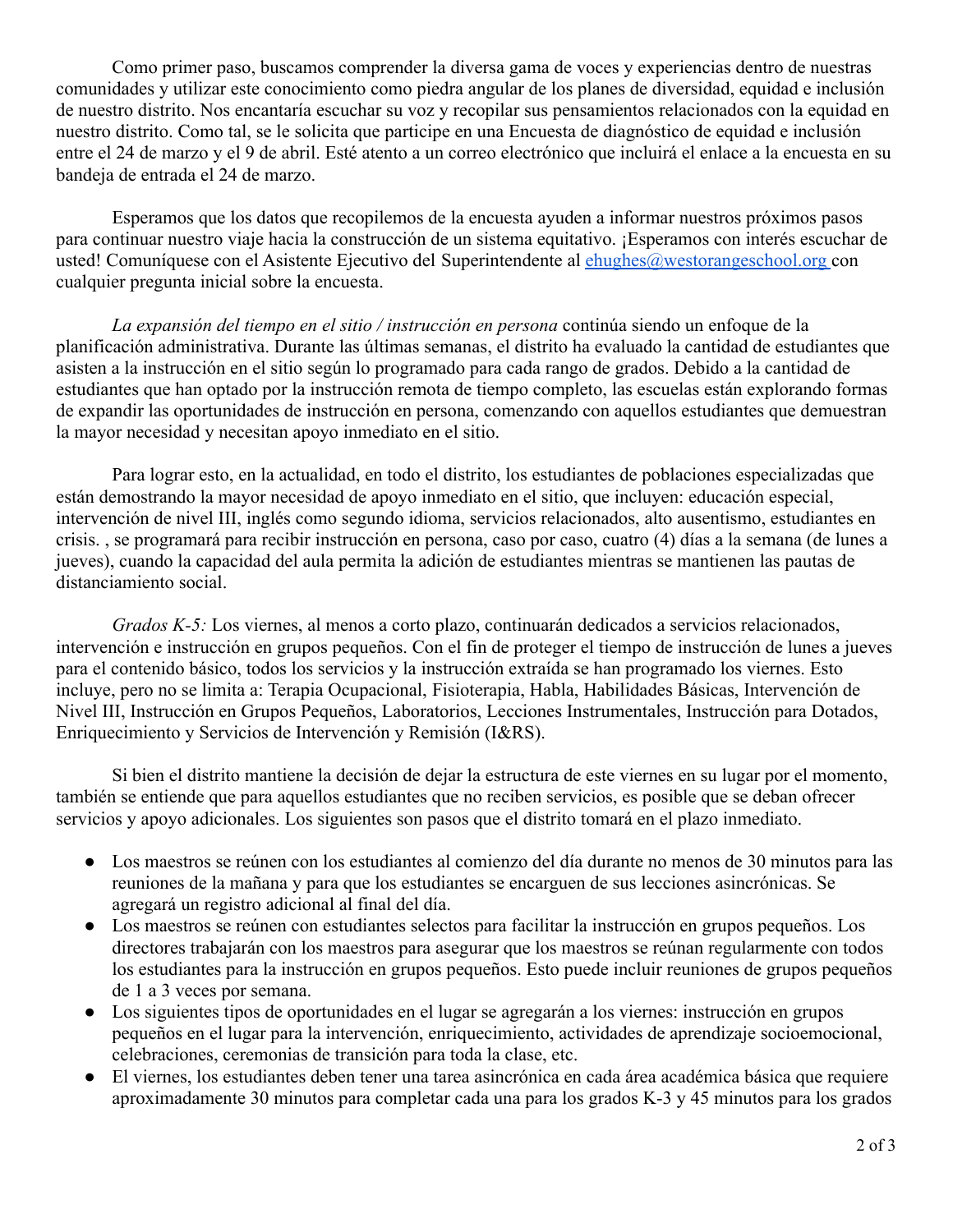Como primer paso, buscamos comprender la diversa gama de voces y experiencias dentro de nuestras comunidades y utilizar este conocimiento como piedra angular de los planes de diversidad, equidad e inclusión de nuestro distrito. Nos encantaría escuchar su voz y recopilar sus pensamientos relacionados con la equidad en nuestro distrito. Como tal, se le solicita que participe en una Encuesta de diagnóstico de equidad e inclusión entre el 24 de marzo y el 9 de abril. Esté atento a un correo electrónico que incluirá el enlace a la encuesta en su bandeja de entrada el 24 de marzo.

Esperamos que los datos que recopilemos de la encuesta ayuden a informar nuestros próximos pasos para continuar nuestro viaje hacia la construcción de un sistema equitativo. ¡Esperamos con interés escuchar de usted! Comuníquese con el Asistente Ejecutivo del Superintendente al ehughes@westorangeschool.org con cualquier pregunta inicial sobre la encuesta.

*La expansión del tiempo en el sitio / instrucción en persona* continúa siendo un enfoque de la planificación administrativa. Durante las últimas semanas, el distrito ha evaluado la cantidad de estudiantes que asisten a la instrucción en el sitio según lo programado para cada rango de grados. Debido a la cantidad de estudiantes que han optado por la instrucción remota de tiempo completo, las escuelas están explorando formas de expandir las oportunidades de instrucción en persona, comenzando con aquellos estudiantes que demuestran la mayor necesidad y necesitan apoyo inmediato en el sitio.

Para lograr esto, en la actualidad, en todo el distrito, los estudiantes de poblaciones especializadas que están demostrando la mayor necesidad de apoyo inmediato en el sitio, que incluyen: educación especial, intervención de nivel III, inglés como segundo idioma, servicios relacionados, alto ausentismo, estudiantes en crisis. , se programará para recibir instrucción en persona, caso por caso, cuatro (4) días a la semana (de lunes a jueves), cuando la capacidad del aula permita la adición de estudiantes mientras se mantienen las pautas de distanciamiento social.

*Grados K-5:* Los viernes, al menos a corto plazo, continuarán dedicados a servicios relacionados, intervención e instrucción en grupos pequeños. Con el fin de proteger el tiempo de instrucción de lunes a jueves para el contenido básico, todos los servicios y la instrucción extraída se han programado los viernes. Esto incluye, pero no se limita a: Terapia Ocupacional, Fisioterapia, Habla, Habilidades Básicas, Intervención de Nivel III, Instrucción en Grupos Pequeños, Laboratorios, Lecciones Instrumentales, Instrucción para Dotados, Enriquecimiento y Servicios de Intervención y Remisión (I&RS).

Si bien el distrito mantiene la decisión de dejar la estructura de este viernes en su lugar por el momento, también se entiende que para aquellos estudiantes que no reciben servicios, es posible que se deban ofrecer servicios y apoyo adicionales. Los siguientes son pasos que el distrito tomará en el plazo inmediato.

- Los maestros se reúnen con los estudiantes al comienzo del día durante no menos de 30 minutos para las reuniones de la mañana y para que los estudiantes se encarguen de sus lecciones asincrónicas. Se agregará un registro adicional al final del día.
- Los maestros se reúnen con estudiantes selectos para facilitar la instrucción en grupos pequeños. Los directores trabajarán con los maestros para asegurar que los maestros se reúnan regularmente con todos los estudiantes para la instrucción en grupos pequeños. Esto puede incluir reuniones de grupos pequeños de 1 a 3 veces por semana.
- Los siguientes tipos de oportunidades en el lugar se agregarán a los viernes: instrucción en grupos pequeños en el lugar para la intervención, enriquecimiento, actividades de aprendizaje socioemocional, celebraciones, ceremonias de transición para toda la clase, etc.
- El viernes, los estudiantes deben tener una tarea asincrónica en cada área académica básica que requiere aproximadamente 30 minutos para completar cada una para los grados K-3 y 45 minutos para los grados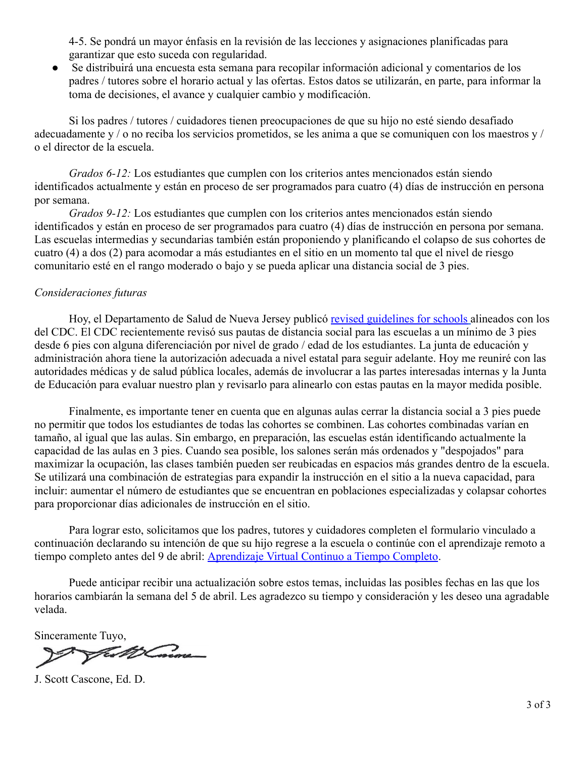4-5. Se pondrá un mayor énfasis en la revisión de las lecciones y asignaciones planificadas para garantizar que esto suceda con regularidad.

- Se distribuirá una encuesta esta semana para recopilar información adicional y comentarios de los padres / tutores sobre el horario actual y las ofertas. Estos datos se utilizarán, en parte, para informar la toma de decisiones, el avance y cualquier cambio y modificación.

Si los padres / tutores / cuidadores tienen preocupaciones de que su hijo no esté siendo desafiado adecuadamente y / o no reciba los servicios prometidos, se les anima a que se comuniquen con los maestros y / o el director de la escuela.

*Grados 6-12:* Los estudiantes que cumplen con los criterios antes mencionados están siendo identificados actualmente y están en proceso de ser programados para cuatro (4) días de instrucción en persona por semana.

*Grados 9-12:* Los estudiantes que cumplen con los criterios antes mencionados están siendo identificados y están en proceso de ser programados para cuatro (4) días de instrucción en persona por semana. Las escuelas intermedias y secundarias también están proponiendo y planificando el colapso de sus cohortes de cuatro (4) a dos (2) para acomodar a más estudiantes en el sitio en un momento tal que el nivel de riesgo comunitario esté en el rango moderado o bajo y se pueda aplicar una distancia social de 3 pies.

*Consideraciones futuras*

Hoy, el Departamento de Salud de Nueva Jersey publicó [revised guidelines for schools](#) alineados con los del CDC. El CDC recientemente revisó sus pautas de distancia social para las escuelas a un mínimo de 3 pies desde 6 pies con alguna diferenciación por nivel de grado / edad de los estudiantes. La junta de educación y administración ahora tiene la autorización adecuada a nivel estatal para seguir adelante. Hoy me reuniré con las autoridades médicas y de salud pública locales, además de involucrar a las partes interesadas internas y la Junta de Educación para evaluar nuestro plan y revisarlo para alinearlo con estas pautas en la mayor medida posible.

Finalmente, es importante tener en cuenta que en algunas aulas cerrar la distancia social a 3 pies puede no permitir que todos los estudiantes de todas las cohortes se combinen. Las cohortes combinadas varían en tamaño, al igual que las aulas. Sin embargo, en preparación, las escuelas están identificando actualmente la capacidad de las aulas en 3 pies. Cuando sea posible, los salones serán más ordenados y "despojados" para maximizar la ocupación, las clases también pueden ser reubicadas en espacios más grandes dentro de la escuela. Se utilizará una combinación de estrategias para expandir la instrucción en el sitio a la nueva capacidad, para incluir: aumentar el número de estudiantes que se encuentran en poblaciones especializadas y colapsar cohortes para proporcionar días adicionales de instrucción en el sitio.

Para lograr esto, solicitamos que los padres, tutores y cuidadores completen el formulario vinculado a continuación declarando su intención de que su hijo regrese a la escuela o continúe con el aprendizaje remoto a tiempo completo antes del 9 de abril: [Aprendizaje Virtual Continuo a Tiempo Completo](#).

Puede anticipar recibir una actualización sobre estos temas, incluidas las posibles fechas en las que los horarios cambiarán la semana del 5 de abril. Les agradezco su tiempo y consideración y les deseo una agradable velada.

Sinceramente Tuyo,

J. Scott Cascone, Ed. D.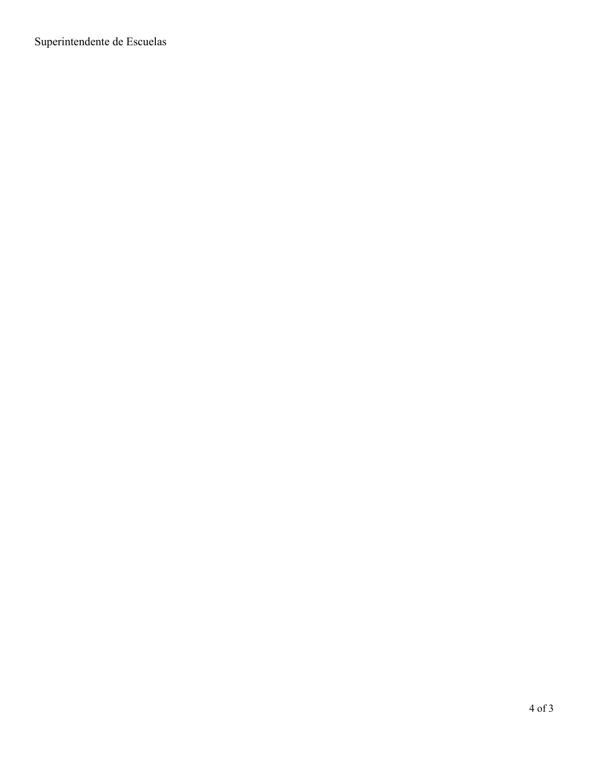Superintendente de Escuelas